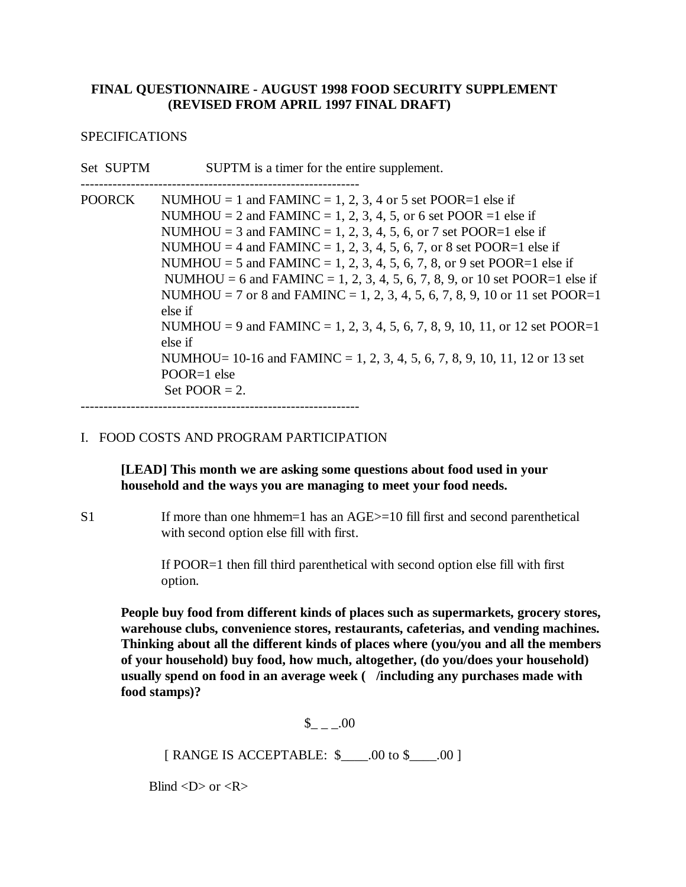**FINAL QUESTIONNAIRE - AUGUST 1998 FOOD SECURITY SUPPLEMENT (REVISED FROM APRIL 1997 FINAL DRAFT)**

SPECIFICATIONS

Set SUPTM SUPTM is a timer for the entire supplement.

--------------------------------------------------------------

POORCK NUMHOU = 1 and FAMINC = 1, 2, 3, 4 or 5 set POOR=1 else if
NUMHOU = 2 and FAMINC = 1, 2, 3, 4, 5, or 6 set POOR =1 else if
NUMHOU = 3 and FAMINC = 1, 2, 3, 4, 5, 6, or 7 set POOR=1 else if
NUMHOU = 4 and FAMINC = 1, 2, 3, 4, 5, 6, 7, or 8 set POOR=1 else if
NUMHOU = 5 and FAMINC = 1, 2, 3, 4, 5, 6, 7, 8, or 9 set POOR=1 else if
NUMHOU = 6 and FAMINC = 1, 2, 3, 4, 5, 6, 7, 8, 9, or 10 set POOR=1 else if
NUMHOU = 7 or 8 and FAMINC = 1, 2, 3, 4, 5, 6, 7, 8, 9, 10 or 11 set POOR=1 else if
NUMHOU = 9 and FAMINC = 1, 2, 3, 4, 5, 6, 7, 8, 9, 10, 11, or 12 set POOR=1 else if
NUMHOU= 10-16 and FAMINC = 1, 2, 3, 4, 5, 6, 7, 8, 9, 10, 11, 12 or 13 set POOR=1 else
Set POOR = 2.

--------------------------------------------------------------

I. FOOD COSTS AND PROGRAM PARTICIPATION

**[LEAD] This month we are asking some questions about food used in your household and the ways you are managing to meet your food needs.**

S1 If more than one hhmem=1 has an AGE>=10 fill first and second parenthetical with second option else fill with first.

If POOR=1 then fill third parenthetical with second option else fill with first option.

**People buy food from different kinds of places such as supermarkets, grocery stores, warehouse clubs, convenience stores, restaurants, cafeterias, and vending machines. Thinking about all the different kinds of places where (you/you and all the members of your household) buy food, how much, altogether, (do you/does your household) usually spend on food in an average week ( /including any purchases made with food stamps)?**

$_ _ _.00

[ RANGE IS ACCEPTABLE: $____.00 to $____.00 ]

Blind <D> or <R>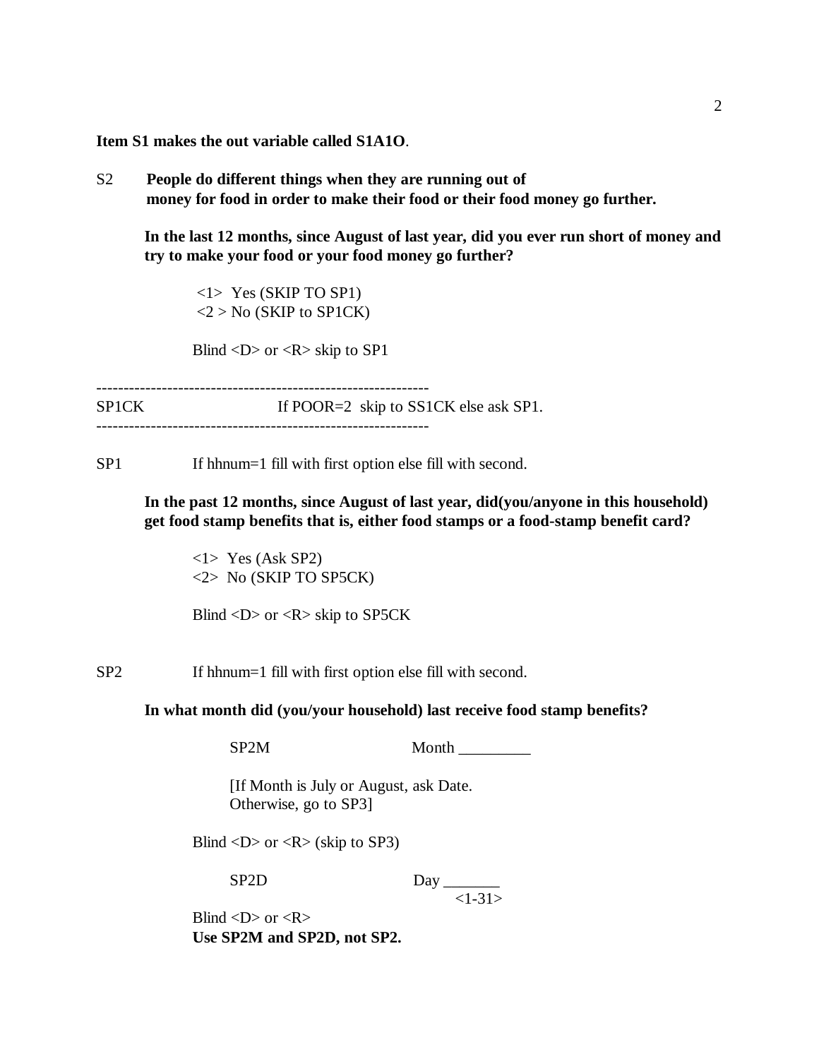**Item S1 makes the out variable called S1A1O**.

S2 **People do different things when they are running out of money for food in order to make their food or their food money go further.**

**In the last 12 months, since August of last year, did you ever run short of money and try to make your food or your food money go further?**

<1> Yes (SKIP TO SP1)
<2 > No (SKIP to SP1CK)

Blind <D> or <R> skip to SP1

------------------------------------------------------------

SP1CK If POOR=2 skip to SS1CK else ask SP1.

------------------------------------------------------------

SP1 If hhnum=1 fill with first option else fill with second.

**In the past 12 months, since August of last year, did(you/anyone in this household) get food stamp benefits that is, either food stamps or a food-stamp benefit card?**

<1> Yes (Ask SP2)
<2> No (SKIP TO SP5CK)

Blind <D> or <R> skip to SP5CK

SP2 If hhnum=1 fill with first option else fill with second.

**In what month did (you/your household) last receive food stamp benefits?**

SP2M Month _________

[If Month is July or August, ask Date.
Otherwise, go to SP3]

Blind <D> or <R> (skip to SP3)

SP2D Day _______
<1-31>

Blind <D> or <R>
**Use SP2M and SP2D, not SP2.**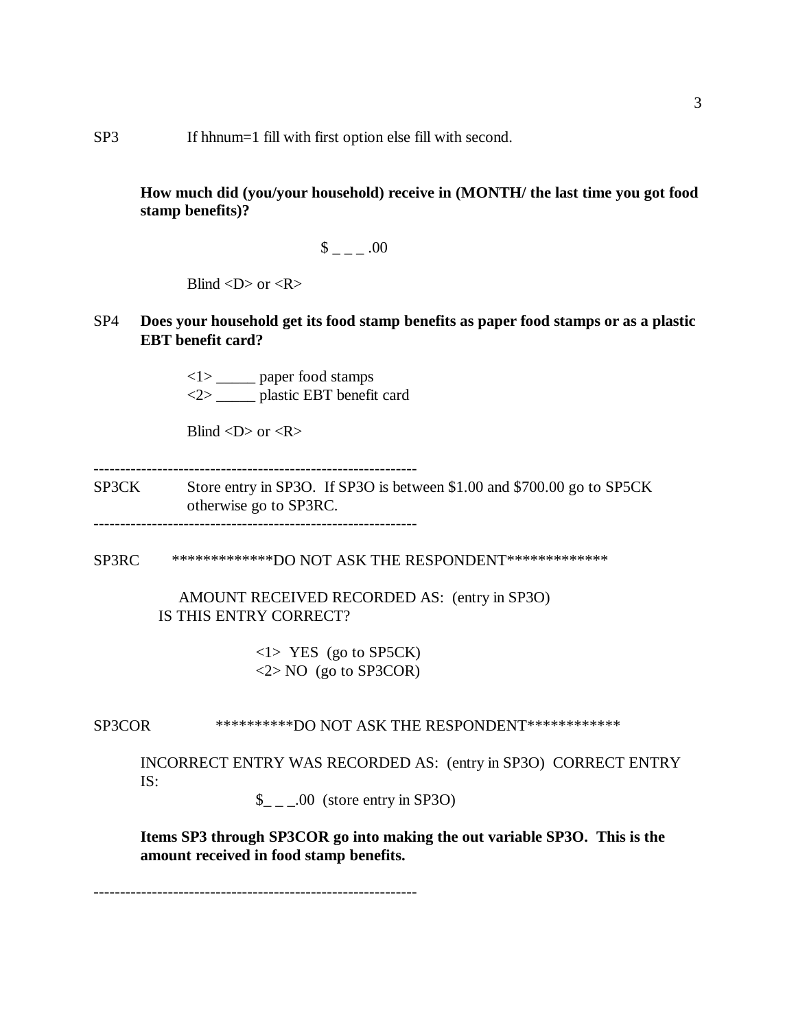SP3 If hhnum=1 fill with first option else fill with second.

**How much did (you/your household) receive in (MONTH/ the last time you got food stamp benefits)?**

$ _ _ _ .00

Blind <D> or <R>

SP4 **Does your household get its food stamp benefits as paper food stamps or as a plastic EBT benefit card?**

<1> _____ paper food stamps
<2> _____ plastic EBT benefit card

Blind <D> or <R>

---

SP3CK Store entry in SP3O. If SP3O is between $1.00 and $700.00 go to SP5CK otherwise go to SP3RC.

---

SP3RC *************DO NOT ASK THE RESPONDENT*************

AMOUNT RECEIVED RECORDED AS: (entry in SP3O)
IS THIS ENTRY CORRECT?

<1> YES (go to SP5CK)
<2> NO (go to SP3COR)

SP3COR **********DO NOT ASK THE RESPONDENT************

INCORRECT ENTRY WAS RECORDED AS: (entry in SP3O) CORRECT ENTRY IS:

$_ _ _.00 (store entry in SP3O)

**Items SP3 through SP3COR go into making the out variable SP3O. This is the amount received in food stamp benefits.**

---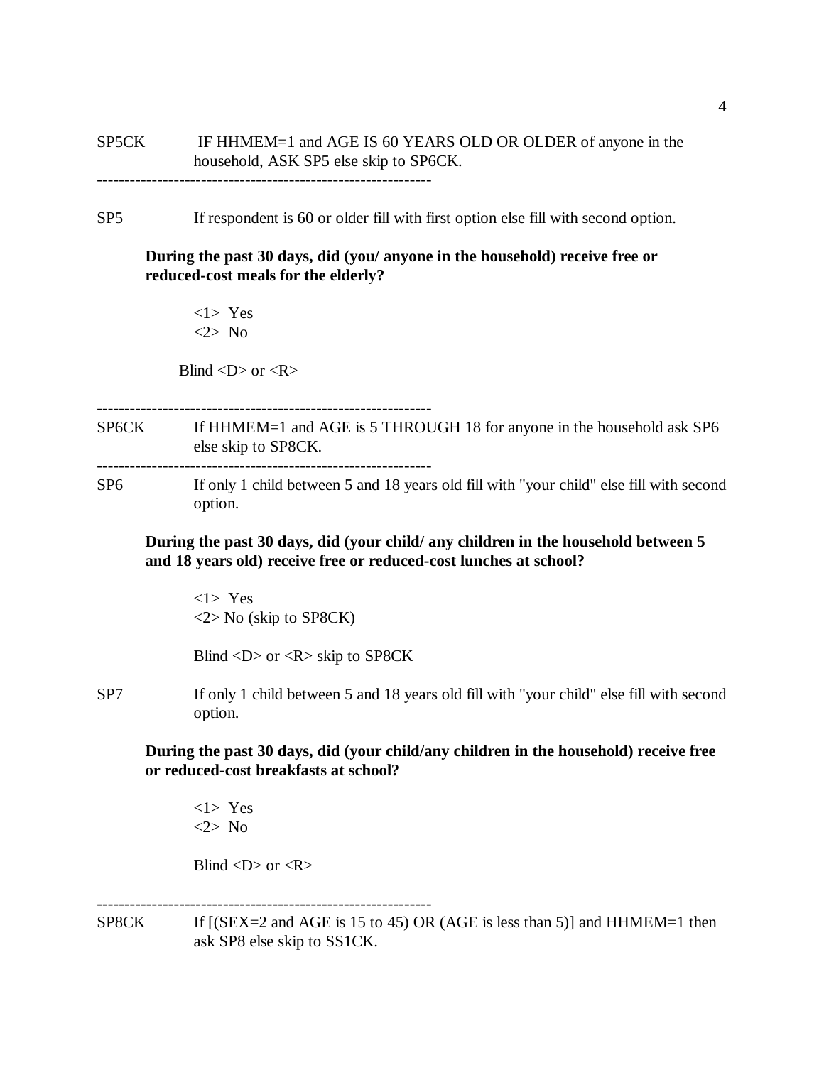SP5CK IF HHMEM=1 and AGE IS 60 YEARS OLD OR OLDER of anyone in the household, ASK SP5 else skip to SP6CK.

---

SP5 If respondent is 60 or older fill with first option else fill with second option.

**During the past 30 days, did (you/ anyone in the household) receive free or reduced-cost meals for the elderly?**

<1> Yes
<2> No

Blind <D> or <R>

---

SP6CK If HHMEM=1 and AGE is 5 THROUGH 18 for anyone in the household ask SP6 else skip to SP8CK.

---

SP6 If only 1 child between 5 and 18 years old fill with "your child" else fill with second option.

**During the past 30 days, did (your child/ any children in the household between 5 and 18 years old) receive free or reduced-cost lunches at school?**

<1> Yes
<2> No (skip to SP8CK)

Blind <D> or <R> skip to SP8CK

SP7 If only 1 child between 5 and 18 years old fill with "your child" else fill with second option.

**During the past 30 days, did (your child/any children in the household) receive free or reduced-cost breakfasts at school?**

<1> Yes
<2> No

Blind <D> or <R>

---

SP8CK If [(SEX=2 and AGE is 15 to 45) OR (AGE is less than 5)] and HHMEM=1 then ask SP8 else skip to SS1CK.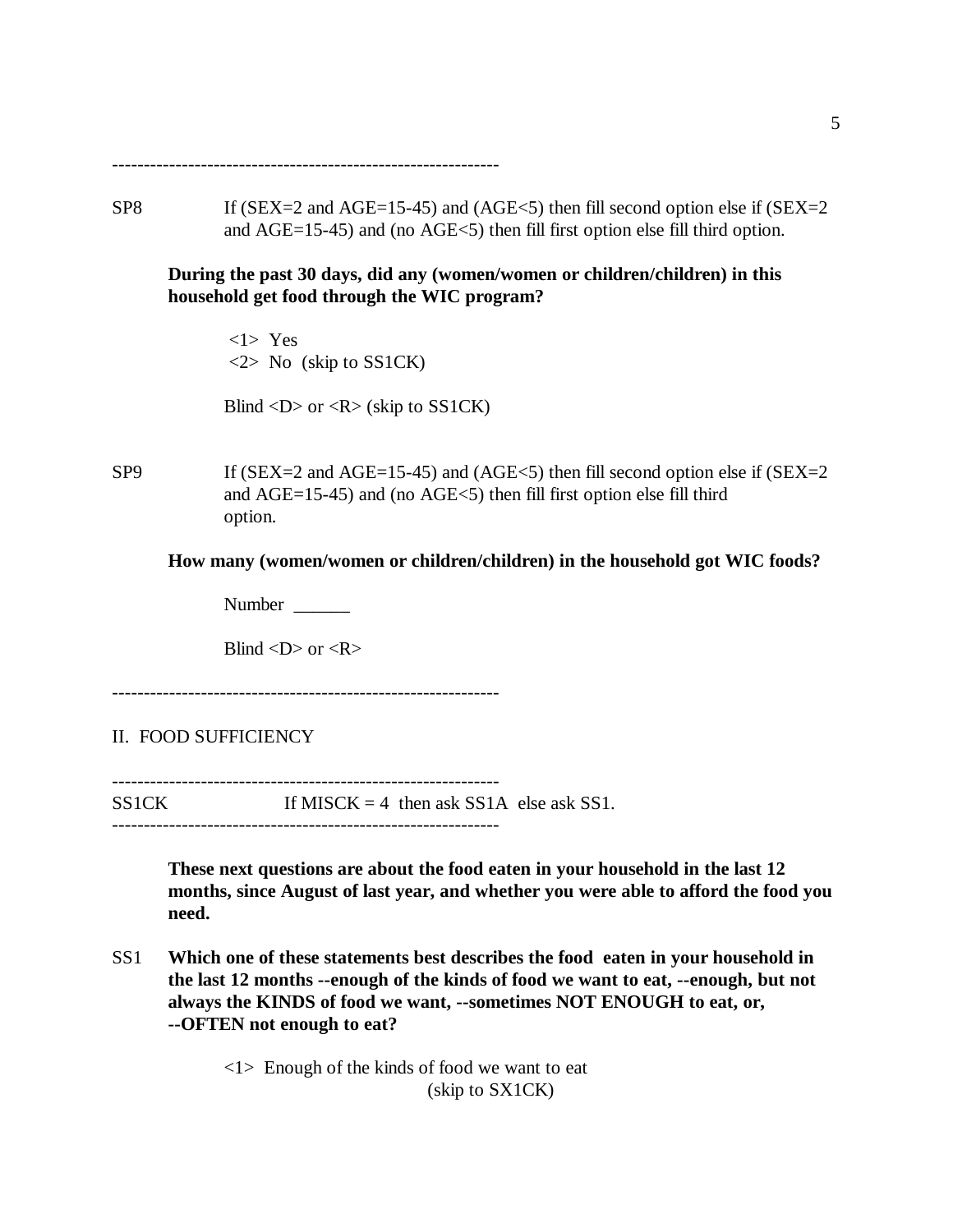------------------------------------------------------------

SP8 If (SEX=2 and AGE=15-45) and (AGE<5) then fill second option else if (SEX=2 and AGE=15-45) and (no AGE<5) then fill first option else fill third option.

**During the past 30 days, did any (women/women or children/children) in this household get food through the WIC program?**

<1> Yes
<2> No (skip to SS1CK)

Blind <D> or <R> (skip to SS1CK)

SP9 If (SEX=2 and AGE=15-45) and (AGE<5) then fill second option else if (SEX=2 and AGE=15-45) and (no AGE<5) then fill first option else fill third option.

**How many (women/women or children/children) in the household got WIC foods?**

Number ______

Blind <D> or <R>

------------------------------------------------------------

## II. FOOD SUFFICIENCY

------------------------------------------------------------

SS1CK If MISCK = 4 then ask SS1A else ask SS1.

------------------------------------------------------------

**These next questions are about the food eaten in your household in the last 12 months, since August of last year, and whether you were able to afford the food you need.**

SS1 **Which one of these statements best describes the food eaten in your household in the last 12 months --enough of the kinds of food we want to eat, --enough, but not always the KINDS of food we want, --sometimes NOT ENOUGH to eat, or, --OFTEN not enough to eat?**

<1> Enough of the kinds of food we want to eat (skip to SX1CK)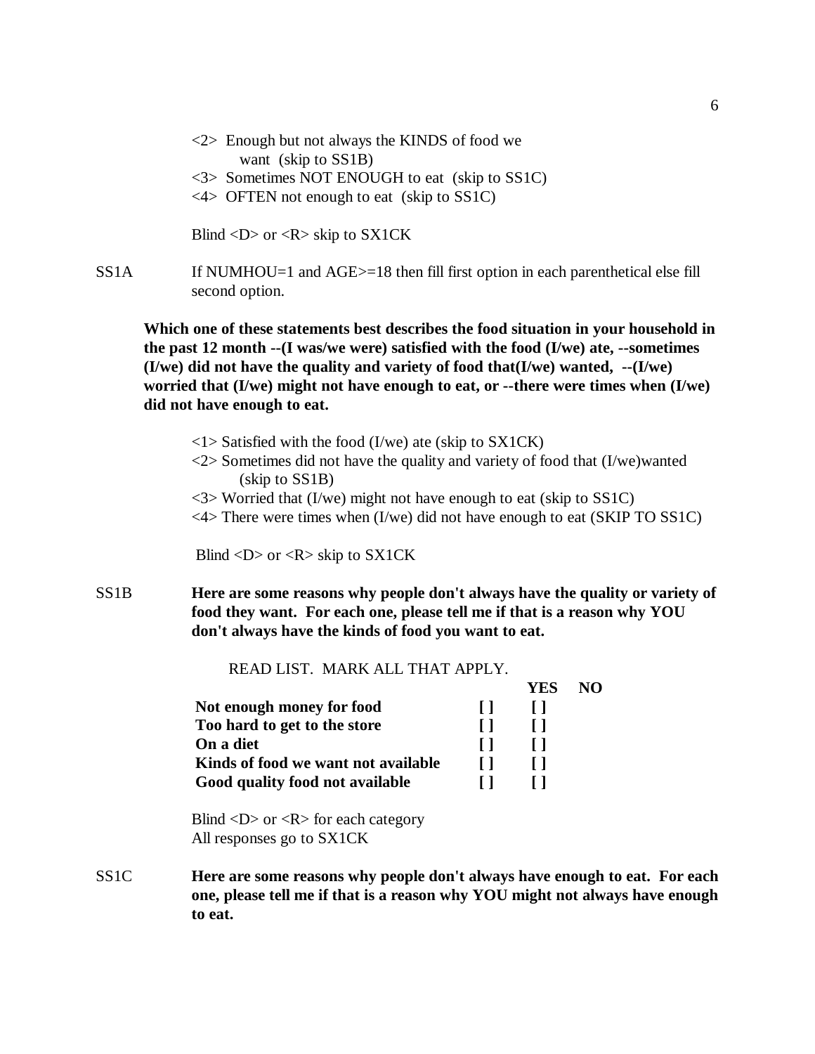<2> Enough but not always the KINDS of food we want (skip to SS1B)
<3> Sometimes NOT ENOUGH to eat (skip to SS1C)
<4> OFTEN not enough to eat (skip to SS1C)

Blind <D> or <R> skip to SX1CK

SS1A If NUMHOU=1 and AGE>=18 then fill first option in each parenthetical else fill second option.

**Which one of these statements best describes the food situation in your household in the past 12 month --(I was/we were) satisfied with the food (I/we) ate, --sometimes (I/we) did not have the quality and variety of food that(I/we) wanted, --(I/we) worried that (I/we) might not have enough to eat, or --there were times when (I/we) did not have enough to eat.**

<1> Satisfied with the food (I/we) ate (skip to SX1CK)
<2> Sometimes did not have the quality and variety of food that (I/we)wanted (skip to SS1B)
<3> Worried that (I/we) might not have enough to eat (skip to SS1C)
<4> There were times when (I/we) did not have enough to eat (SKIP TO SS1C)

Blind <D> or <R> skip to SX1CK

SS1B **Here are some reasons why people don't always have the quality or variety of food they want. For each one, please tell me if that is a reason why YOU don't always have the kinds of food you want to eat.**

READ LIST. MARK ALL THAT APPLY.

| | YES | NO |
|---|---|---|
| **Not enough money for food** | **[ ]** | **[ ]** |
| **Too hard to get to the store** | **[ ]** | **[ ]** |
| **On a diet** | **[ ]** | **[ ]** |
| **Kinds of food we want not available** | **[ ]** | **[ ]** |
| **Good quality food not available** | **[ ]** | **[ ]** |

Blind <D> or <R> for each category
All responses go to SX1CK

SS1C **Here are some reasons why people don't always have enough to eat. For each one, please tell me if that is a reason why YOU might not always have enough to eat.**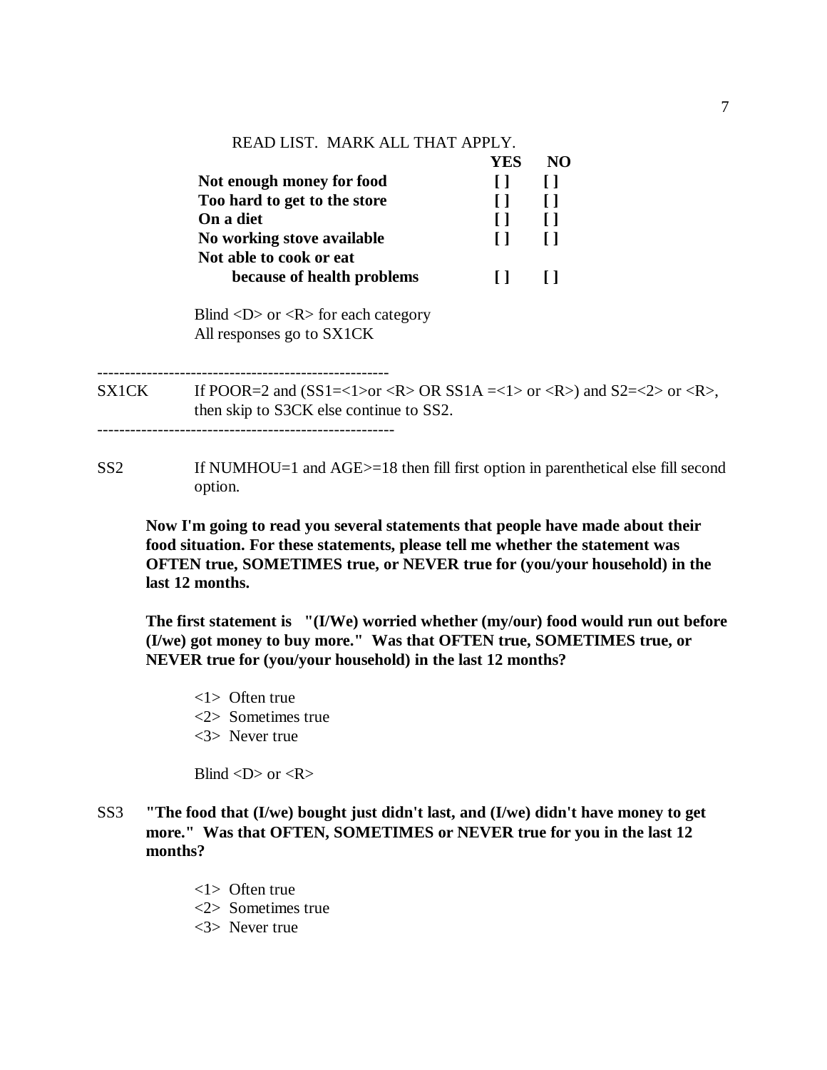READ LIST. MARK ALL THAT APPLY.

| | YES | NO |
|---|---|---|
| **Not enough money for food** | **[ ]** | **[ ]** |
| **Too hard to get to the store** | **[ ]** | **[ ]** |
| **On a diet** | **[ ]** | **[ ]** |
| **No working stove available** | **[ ]** | **[ ]** |
| **Not able to cook or eat because of health problems** | **[ ]** | **[ ]** |

Blind <D> or <R> for each category
All responses go to SX1CK

---

SX1CK If POOR=2 and (SS1=<1>or <R> OR SS1A =<1> or <R>) and S2=<2> or <R>, then skip to S3CK else continue to SS2.

---

SS2 If NUMHOU=1 and AGE>=18 then fill first option in parenthetical else fill second option.

**Now I'm going to read you several statements that people have made about their food situation. For these statements, please tell me whether the statement was OFTEN true, SOMETIMES true, or NEVER true for (you/your household) in the last 12 months.**

**The first statement is "(I/We) worried whether (my/our) food would run out before (I/we) got money to buy more." Was that OFTEN true, SOMETIMES true, or NEVER true for (you/your household) in the last 12 months?**

<1> Often true
<2> Sometimes true
<3> Never true

Blind <D> or <R>

SS3 **"The food that (I/we) bought just didn't last, and (I/we) didn't have money to get more." Was that OFTEN, SOMETIMES or NEVER true for you in the last 12 months?**

<1> Often true
<2> Sometimes true
<3> Never true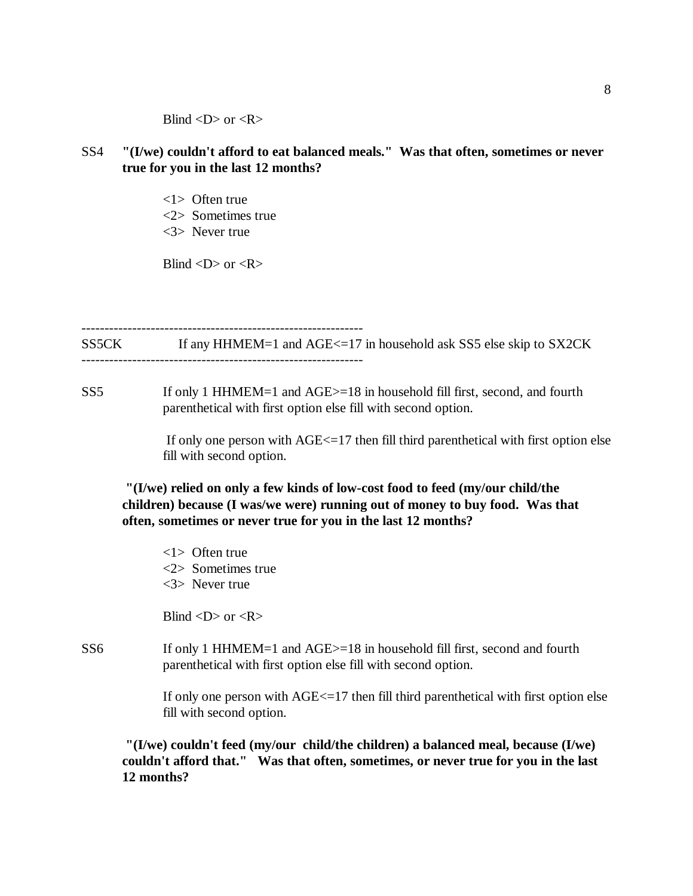Blind <D> or <R>

SS4 **"(I/we) couldn't afford to eat balanced meals." Was that often, sometimes or never true for you in the last 12 months?**

<1> Often true
<2> Sometimes true
<3> Never true

Blind <D> or <R>

------------------------------------------------------------
SS5CK If any HHMEM=1 and AGE<=17 in household ask SS5 else skip to SX2CK
------------------------------------------------------------

SS5 If only 1 HHMEM=1 and AGE>=18 in household fill first, second, and fourth parenthetical with first option else fill with second option.

If only one person with AGE<=17 then fill third parenthetical with first option else fill with second option.

**"(I/we) relied on only a few kinds of low-cost food to feed (my/our child/the children) because (I was/we were) running out of money to buy food. Was that often, sometimes or never true for you in the last 12 months?**

<1> Often true
<2> Sometimes true
<3> Never true

Blind <D> or <R>

SS6 If only 1 HHMEM=1 and AGE>=18 in household fill first, second and fourth parenthetical with first option else fill with second option.

If only one person with AGE<=17 then fill third parenthetical with first option else fill with second option.

**"(I/we) couldn't feed (my/our child/the children) a balanced meal, because (I/we) couldn't afford that." Was that often, sometimes, or never true for you in the last 12 months?**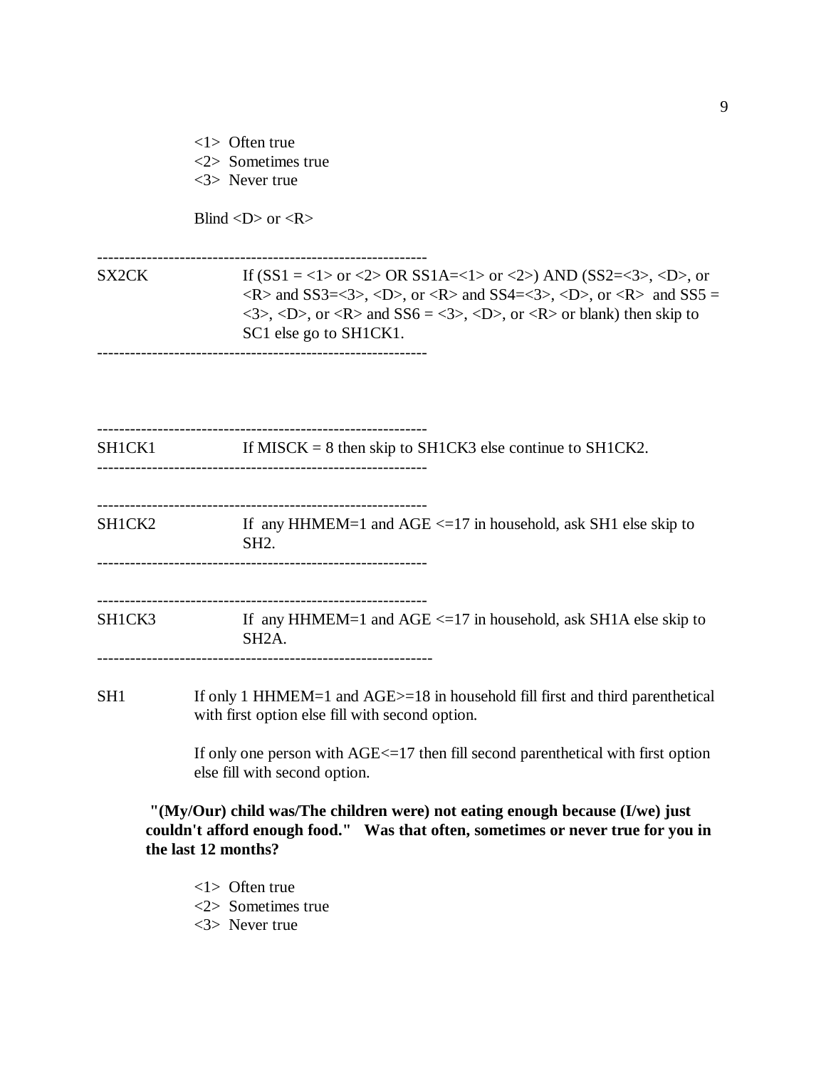<1> Often true
<2> Sometimes true
<3> Never true

Blind <D> or <R>

------------------------------------------------------------

SX2CK If (SS1 = <1> or <2> OR SS1A=<1> or <2>) AND (SS2=<3>, <D>, or <R> and SS3=<3>, <D>, or <R> and SS4=<3>, <D>, or <R> and SS5 = <3>, <D>, or <R> and SS6 = <3>, <D>, or <R> or blank) then skip to SC1 else go to SH1CK1.

------------------------------------------------------------

------------------------------------------------------------

SH1CK1 If MISCK = 8 then skip to SH1CK3 else continue to SH1CK2.

------------------------------------------------------------

------------------------------------------------------------

SH1CK2 If any HHMEM=1 and AGE <=17 in household, ask SH1 else skip to SH2.

------------------------------------------------------------

------------------------------------------------------------

SH1CK3 If any HHMEM=1 and AGE <=17 in household, ask SH1A else skip to SH2A.

------------------------------------------------------------

SH1 If only 1 HHMEM=1 and AGE>=18 in household fill first and third parenthetical with first option else fill with second option.

If only one person with AGE<=17 then fill second parenthetical with first option else fill with second option.

**"(My/Our) child was/The children were) not eating enough because (I/we) just couldn't afford enough food." Was that often, sometimes or never true for you in the last 12 months?**

<1> Often true
<2> Sometimes true
<3> Never true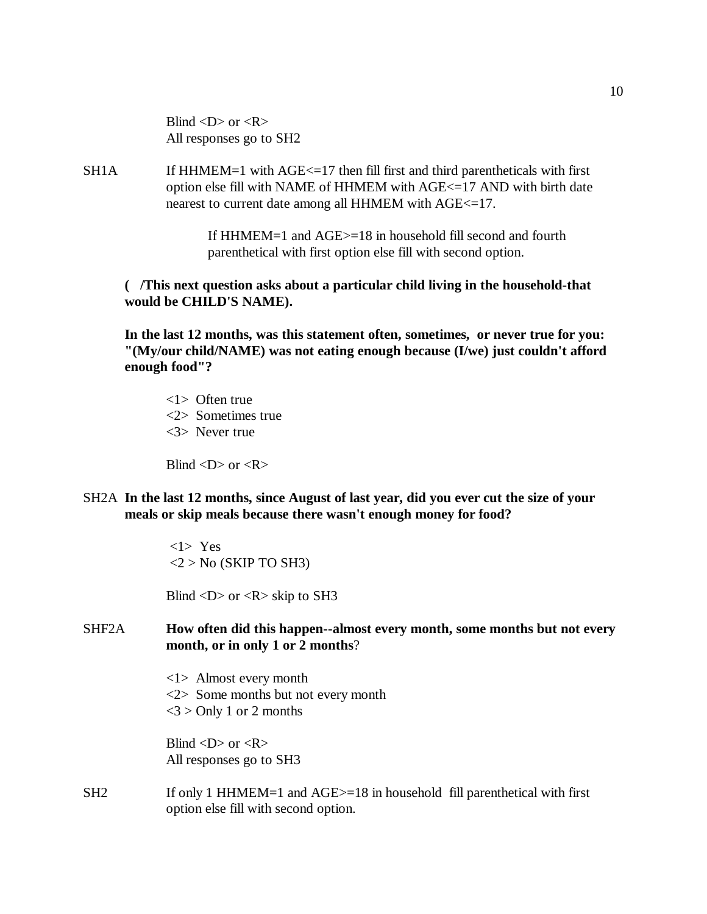Blind <D> or <R>
All responses go to SH2

SH1A    If HHMEM=1 with AGE<=17 then fill first and third parentheticals with first option else fill with NAME of HHMEM with AGE<=17 AND with birth date nearest to current date among all HHMEM with AGE<=17.

If HHMEM=1 and AGE>=18 in household fill second and fourth parenthetical with first option else fill with second option.

**( /This next question asks about a particular child living in the household-that would be CHILD'S NAME).**

**In the last 12 months, was this statement often, sometimes, or never true for you: "(My/our child/NAME) was not eating enough because (I/we) just couldn't afford enough food"?**

<1> Often true
<2> Sometimes true
<3> Never true

Blind <D> or <R>

SH2A **In the last 12 months, since August of last year, did you ever cut the size of your meals or skip meals because there wasn't enough money for food?**

<1> Yes
<2 > No (SKIP TO SH3)

Blind <D> or <R> skip to SH3

SHF2A    **How often did this happen--almost every month, some months but not every month, or in only 1 or 2 months**?

<1> Almost every month
<2> Some months but not every month
<3 > Only 1 or 2 months

Blind <D> or <R>
All responses go to SH3

SH2    If only 1 HHMEM=1 and AGE>=18 in household fill parenthetical with first option else fill with second option.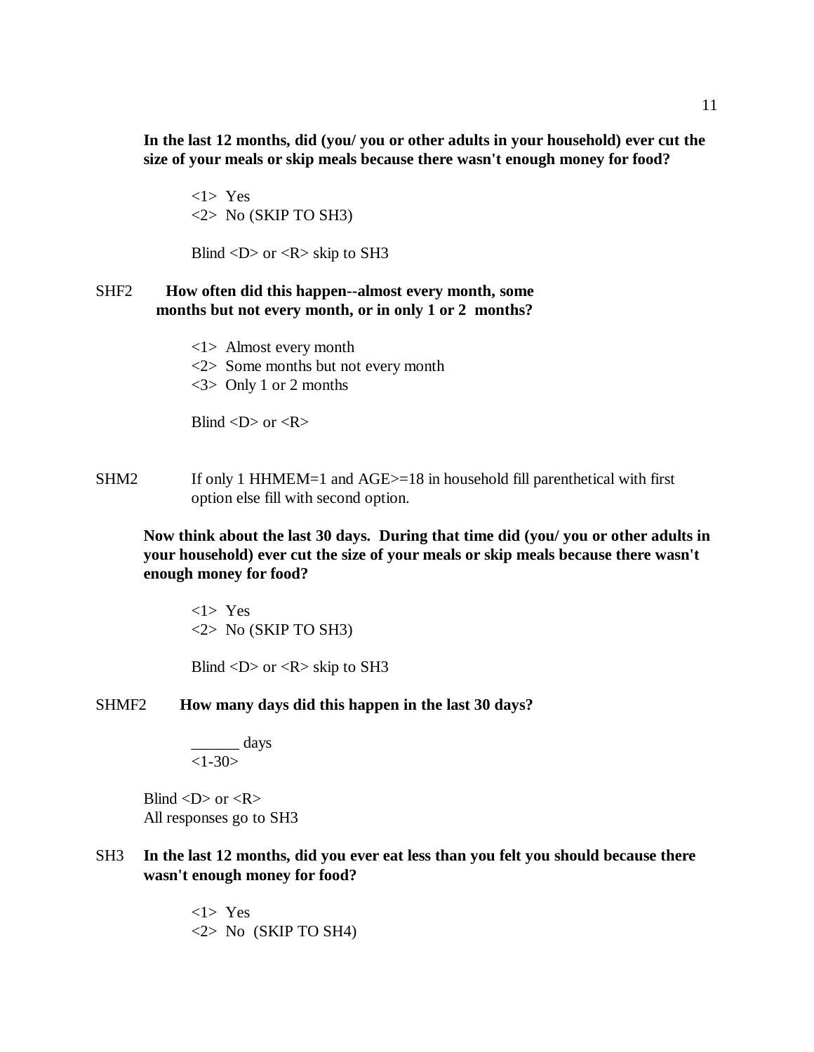**In the last 12 months, did (you/ you or other adults in your household) ever cut the size of your meals or skip meals because there wasn't enough money for food?**

<1> Yes
<2> No (SKIP TO SH3)

Blind <D> or <R> skip to SH3

SHF2 **How often did this happen--almost every month, some months but not every month, or in only 1 or 2 months?**

<1> Almost every month
<2> Some months but not every month
<3> Only 1 or 2 months

Blind <D> or <R>

SHM2 If only 1 HHMEM=1 and AGE>=18 in household fill parenthetical with first option else fill with second option.

**Now think about the last 30 days. During that time did (you/ you or other adults in your household) ever cut the size of your meals or skip meals because there wasn't enough money for food?**

<1> Yes
<2> No (SKIP TO SH3)

Blind <D> or <R> skip to SH3

SHMF2 **How many days did this happen in the last 30 days?**

______ days
<1-30>

Blind <D> or <R>
All responses go to SH3

SH3 **In the last 12 months, did you ever eat less than you felt you should because there wasn't enough money for food?**

<1> Yes
<2> No (SKIP TO SH4)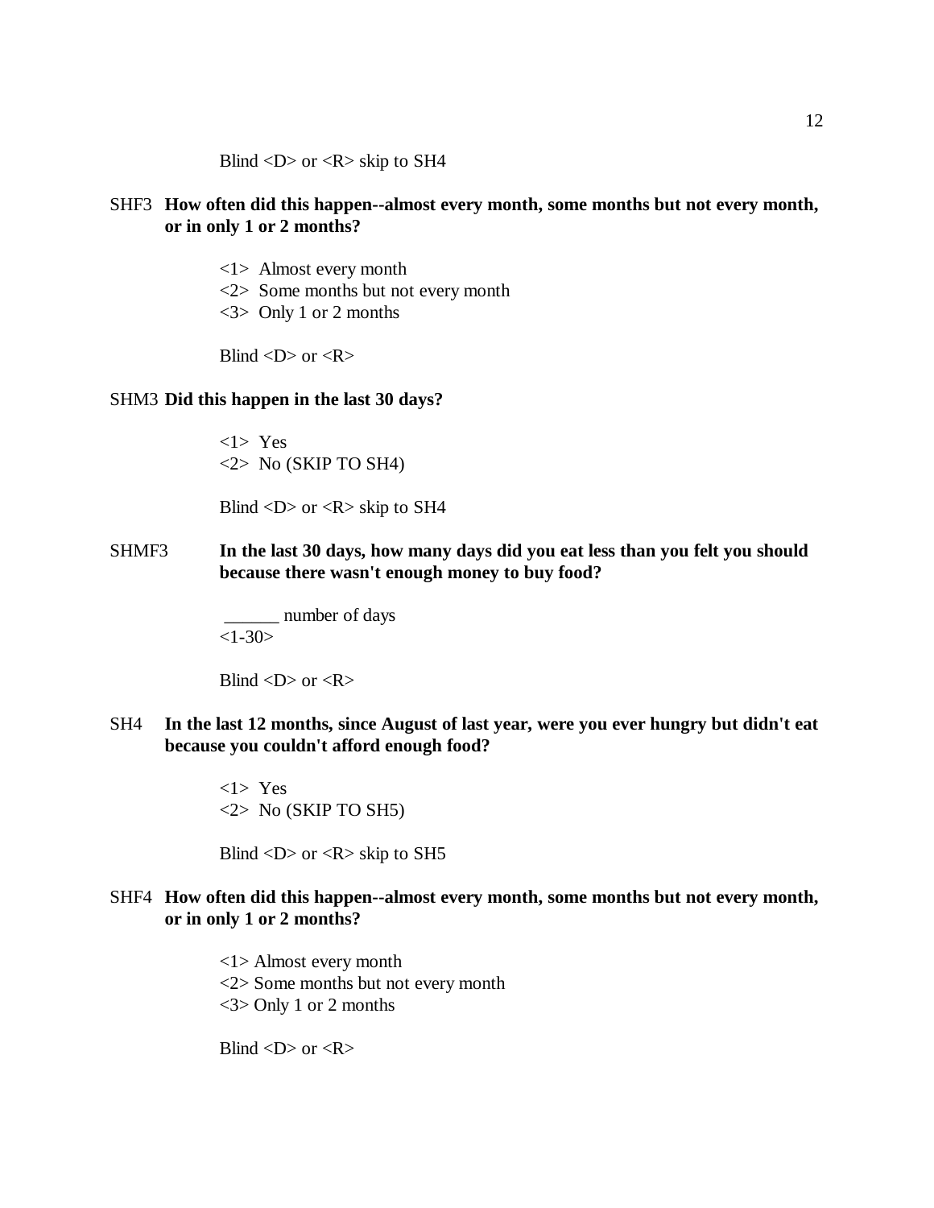Blind <D> or <R> skip to SH4

SHF3 **How often did this happen--almost every month, some months but not every month, or in only 1 or 2 months?**

<1> Almost every month
<2> Some months but not every month
<3> Only 1 or 2 months

Blind <D> or <R>

SHM3 **Did this happen in the last 30 days?**

<1> Yes
<2> No (SKIP TO SH4)

Blind <D> or <R> skip to SH4

SHMF3 **In the last 30 days, how many days did you eat less than you felt you should because there wasn't enough money to buy food?**

______ number of days
<1-30>

Blind <D> or <R>

SH4 **In the last 12 months, since August of last year, were you ever hungry but didn't eat because you couldn't afford enough food?**

<1> Yes
<2> No (SKIP TO SH5)

Blind <D> or <R> skip to SH5

SHF4 **How often did this happen--almost every month, some months but not every month, or in only 1 or 2 months?**

<1> Almost every month
<2> Some months but not every month
<3> Only 1 or 2 months

Blind <D> or <R>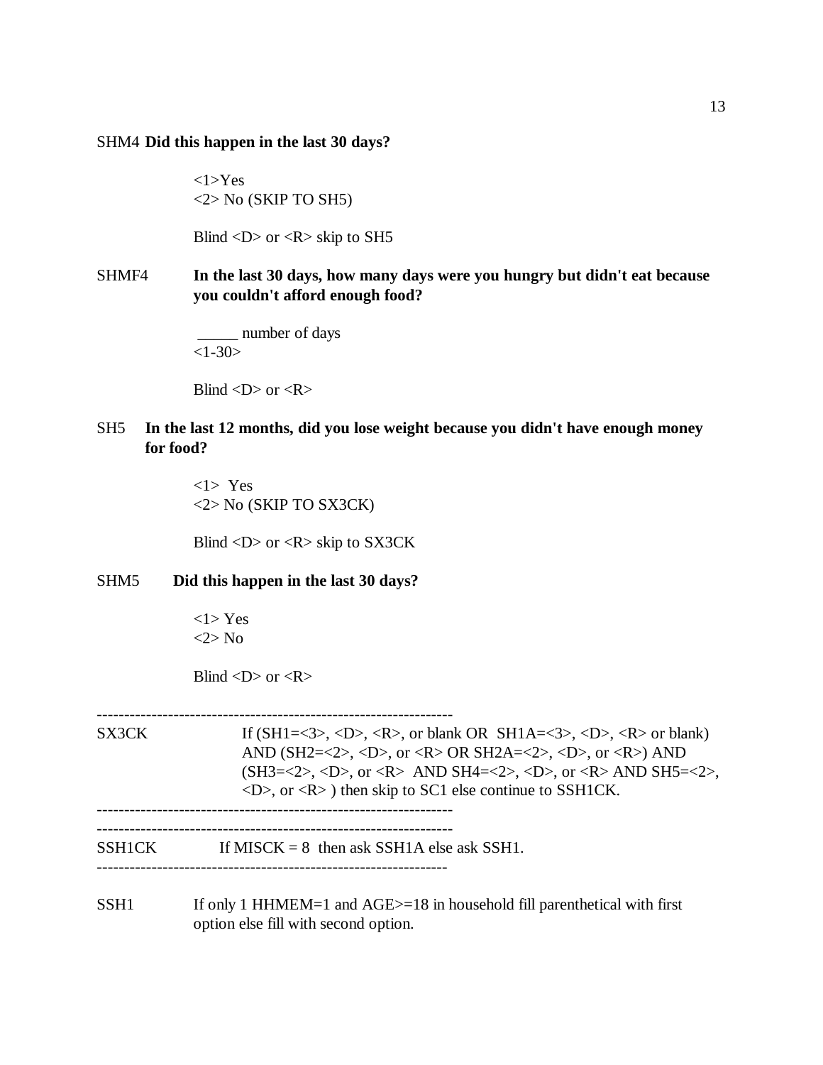SHM4 **Did this happen in the last 30 days?**

<1>Yes
<2> No (SKIP TO SH5)

Blind <D> or <R> skip to SH5

SHMF4 **In the last 30 days, how many days were you hungry but didn't eat because you couldn't afford enough food?**

_____ number of days
<1-30>

Blind <D> or <R>

SH5 **In the last 12 months, did you lose weight because you didn't have enough money for food?**

<1> Yes
<2> No (SKIP TO SX3CK)

Blind <D> or <R> skip to SX3CK

SHM5 **Did this happen in the last 30 days?**

<1> Yes
<2> No

Blind <D> or <R>

---------------------------------------------------------------

SX3CK If (SH1=<3>, <D>, <R>, or blank OR SH1A=<3>, <D>, <R> or blank) AND (SH2=<2>, <D>, or <R> OR SH2A=<2>, <D>, or <R>) AND (SH3=<2>, <D>, or <R> AND SH4=<2>, <D>, or <R> AND SH5=<2>, <D>, or <R> ) then skip to SC1 else continue to SSH1CK.

---------------------------------------------------------------

---------------------------------------------------------------

SSH1CK If MISCK = 8 then ask SSH1A else ask SSH1.

---------------------------------------------------------------

SSH1 If only 1 HHMEM=1 and AGE>=18 in household fill parenthetical with first option else fill with second option.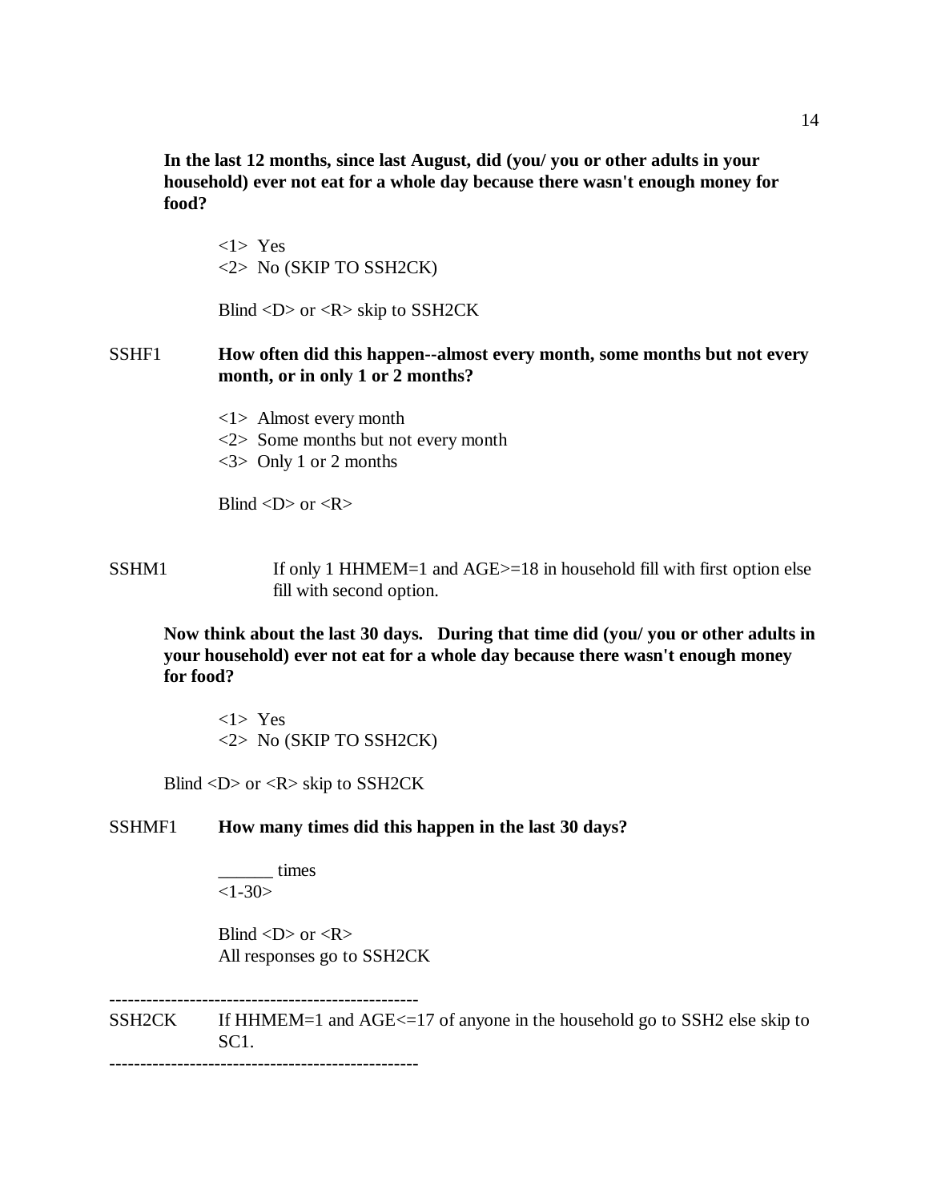**In the last 12 months, since last August, did (you/ you or other adults in your household) ever not eat for a whole day because there wasn't enough money for food?**

<1> Yes
<2> No (SKIP TO SSH2CK)

Blind <D> or <R> skip to SSH2CK

SSHF1 **How often did this happen--almost every month, some months but not every month, or in only 1 or 2 months?**

<1> Almost every month
<2> Some months but not every month
<3> Only 1 or 2 months

Blind <D> or <R>

SSHM1 If only 1 HHMEM=1 and AGE>=18 in household fill with first option else fill with second option.

**Now think about the last 30 days. During that time did (you/ you or other adults in your household) ever not eat for a whole day because there wasn't enough money for food?**

<1> Yes
<2> No (SKIP TO SSH2CK)

Blind <D> or <R> skip to SSH2CK

SSHMF1 **How many times did this happen in the last 30 days?**

______ times
<1-30>

Blind <D> or <R>
All responses go to SSH2CK

--------------------------------------------------

SSH2CK If HHMEM=1 and AGE<=17 of anyone in the household go to SSH2 else skip to SC1.

--------------------------------------------------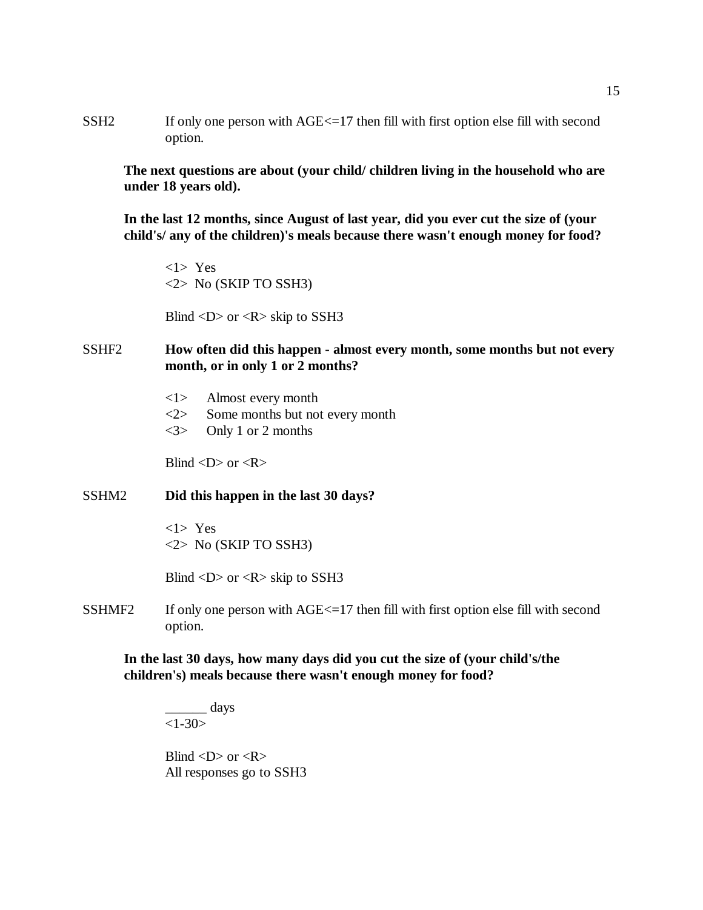SSH2 If only one person with AGE<=17 then fill with first option else fill with second option.

**The next questions are about (your child/ children living in the household who are under 18 years old).**

**In the last 12 months, since August of last year, did you ever cut the size of (your child's/ any of the children)'s meals because there wasn't enough money for food?**

<1> Yes
<2> No (SKIP TO SSH3)

Blind <D> or <R> skip to SSH3

SSHF2 **How often did this happen - almost every month, some months but not every month, or in only 1 or 2 months?**

<1> Almost every month
<2> Some months but not every month
<3> Only 1 or 2 months

Blind <D> or <R>

SSHM2 **Did this happen in the last 30 days?**

<1> Yes
<2> No (SKIP TO SSH3)

Blind <D> or <R> skip to SSH3

SSHMF2 If only one person with AGE<=17 then fill with first option else fill with second option.

**In the last 30 days, how many days did you cut the size of (your child's/the children's) meals because there wasn't enough money for food?**

______ days
<1-30>

Blind <D> or <R>
All responses go to SSH3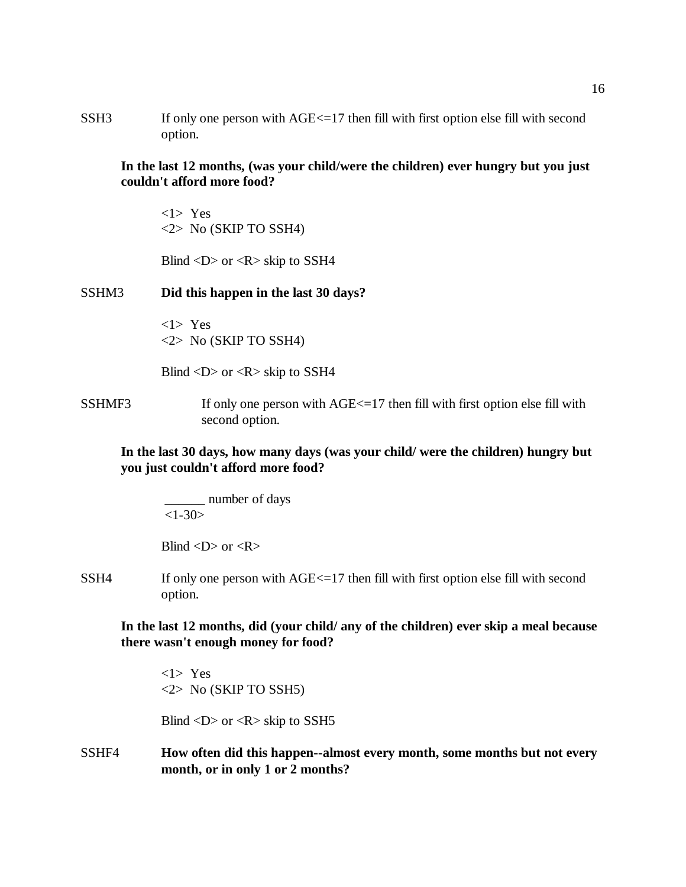SSH3 If only one person with AGE<=17 then fill with first option else fill with second option.

**In the last 12 months, (was your child/were the children) ever hungry but you just couldn't afford more food?**

<1> Yes
<2> No (SKIP TO SSH4)

Blind <D> or <R> skip to SSH4

SSHM3 **Did this happen in the last 30 days?**

<1> Yes
<2> No (SKIP TO SSH4)

Blind <D> or <R> skip to SSH4

SSHMF3 If only one person with AGE<=17 then fill with first option else fill with second option.

**In the last 30 days, how many days (was your child/ were the children) hungry but you just couldn't afford more food?**

______ number of days
<1-30>

Blind <D> or <R>

SSH4 If only one person with AGE<=17 then fill with first option else fill with second option.

**In the last 12 months, did (your child/ any of the children) ever skip a meal because there wasn't enough money for food?**

<1> Yes
<2> No (SKIP TO SSH5)

Blind <D> or <R> skip to SSH5

SSHF4 **How often did this happen--almost every month, some months but not every month, or in only 1 or 2 months?**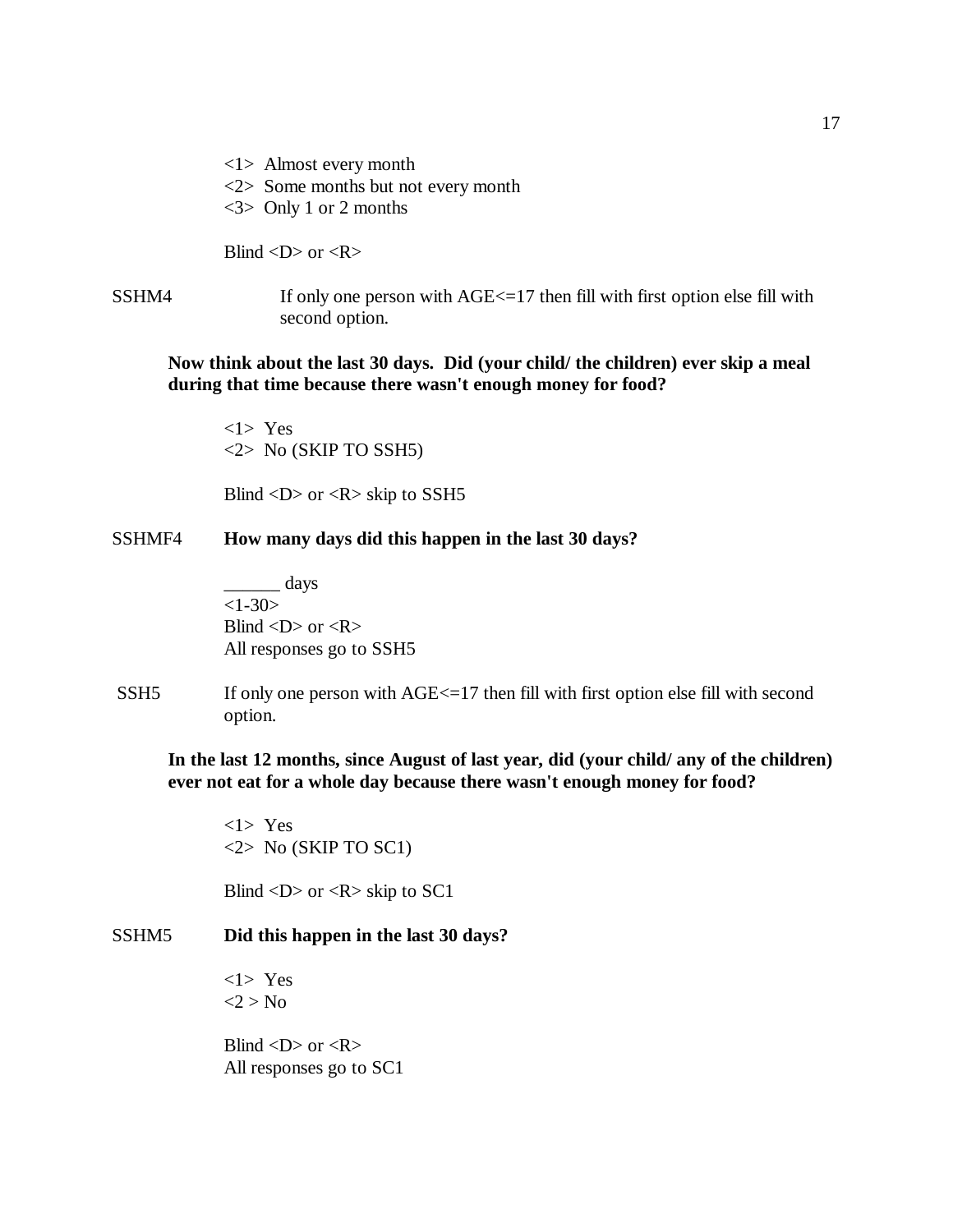<1> Almost every month
<2> Some months but not every month
<3> Only 1 or 2 months

Blind <D> or <R>

SSHM4 If only one person with AGE<=17 then fill with first option else fill with second option.

**Now think about the last 30 days. Did (your child/ the children) ever skip a meal during that time because there wasn't enough money for food?**

<1> Yes
<2> No (SKIP TO SSH5)

Blind <D> or <R> skip to SSH5

SSHMF4 **How many days did this happen in the last 30 days?**

______ days
<1-30>
Blind <D> or <R>
All responses go to SSH5

SSH5 If only one person with AGE<=17 then fill with first option else fill with second option.

**In the last 12 months, since August of last year, did (your child/ any of the children) ever not eat for a whole day because there wasn't enough money for food?**

<1> Yes
<2> No (SKIP TO SC1)

Blind <D> or <R> skip to SC1

SSHM5 **Did this happen in the last 30 days?**

<1> Yes
<2 > No

Blind <D> or <R>
All responses go to SC1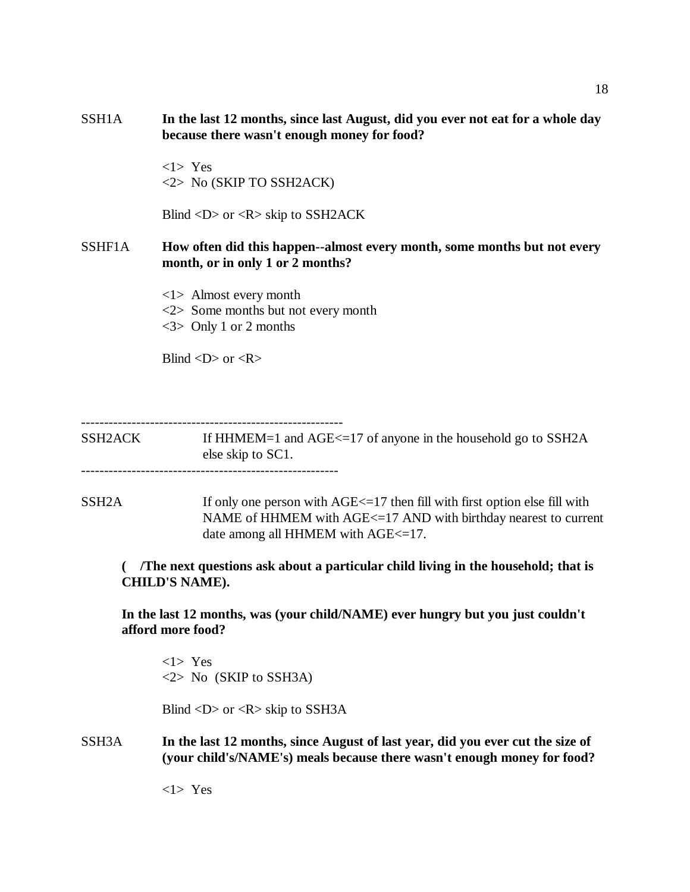SSH1A **In the last 12 months, since last August, did you ever not eat for a whole day because there wasn't enough money for food?**

<1> Yes
<2> No (SKIP TO SSH2ACK)

Blind <D> or <R> skip to SSH2ACK

SSHF1A **How often did this happen--almost every month, some months but not every month, or in only 1 or 2 months?**

<1> Almost every month
<2> Some months but not every month
<3> Only 1 or 2 months

Blind <D> or <R>

---

SSH2ACK If HHMEM=1 and AGE<=17 of anyone in the household go to SSH2A else skip to SC1.

---

SSH2A If only one person with AGE<=17 then fill with first option else fill with NAME of HHMEM with AGE<=17 AND with birthday nearest to current date among all HHMEM with AGE<=17.

**( /The next questions ask about a particular child living in the household; that is CHILD'S NAME).**

**In the last 12 months, was (your child/NAME) ever hungry but you just couldn't afford more food?**

<1> Yes
<2> No (SKIP to SSH3A)

Blind <D> or <R> skip to SSH3A

SSH3A **In the last 12 months, since August of last year, did you ever cut the size of (your child's/NAME's) meals because there wasn't enough money for food?**

<1> Yes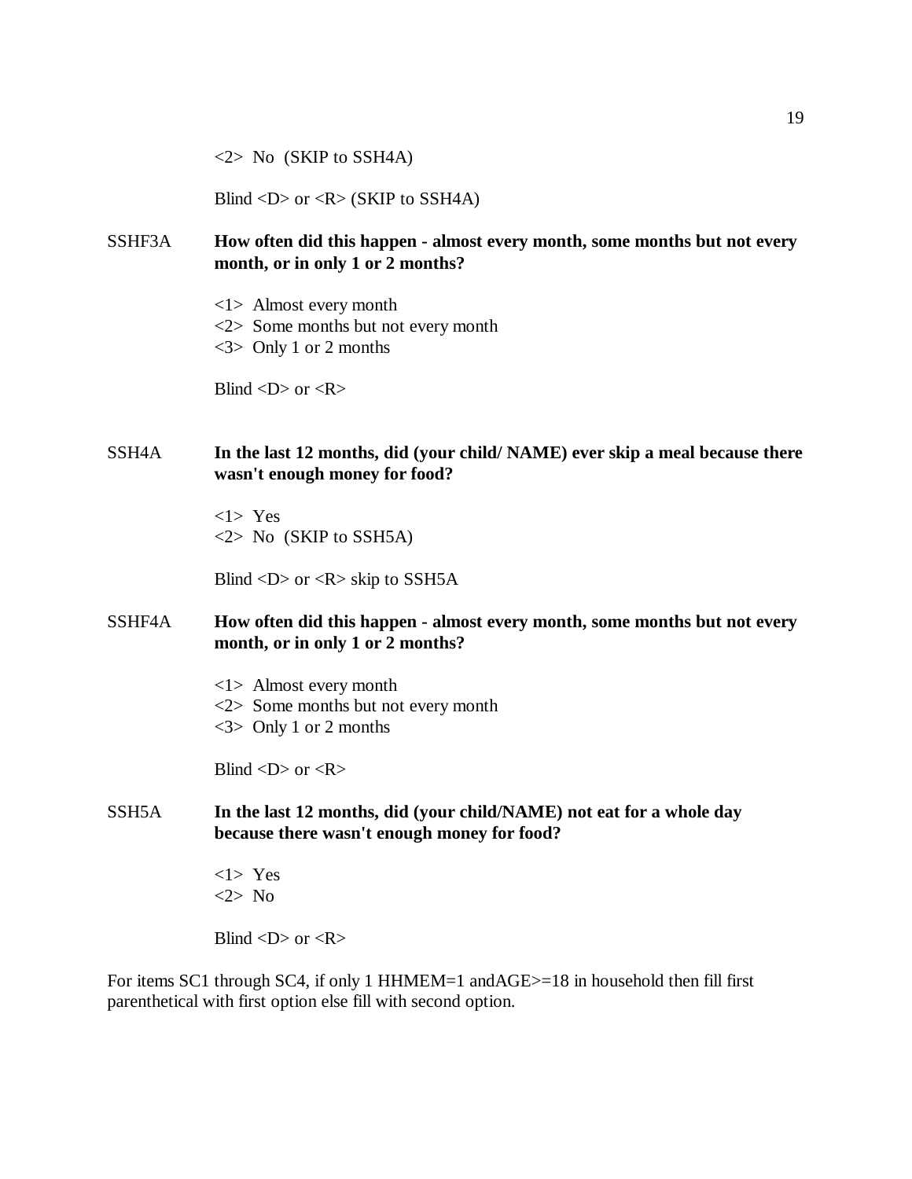<2> No (SKIP to SSH4A)

Blind <D> or <R> (SKIP to SSH4A)

SSHF3A **How often did this happen - almost every month, some months but not every month, or in only 1 or 2 months?**

<1> Almost every month
<2> Some months but not every month
<3> Only 1 or 2 months

Blind <D> or <R>

SSH4A **In the last 12 months, did (your child/ NAME) ever skip a meal because there wasn't enough money for food?**

<1> Yes
<2> No (SKIP to SSH5A)

Blind <D> or <R> skip to SSH5A

SSHF4A **How often did this happen - almost every month, some months but not every month, or in only 1 or 2 months?**

<1> Almost every month
<2> Some months but not every month
<3> Only 1 or 2 months

Blind <D> or <R>

SSH5A **In the last 12 months, did (your child/NAME) not eat for a whole day because there wasn't enough money for food?**

<1> Yes
<2> No

Blind <D> or <R>

For items SC1 through SC4, if only 1 HHMEM=1 andAGE>=18 in household then fill first parenthetical with first option else fill with second option.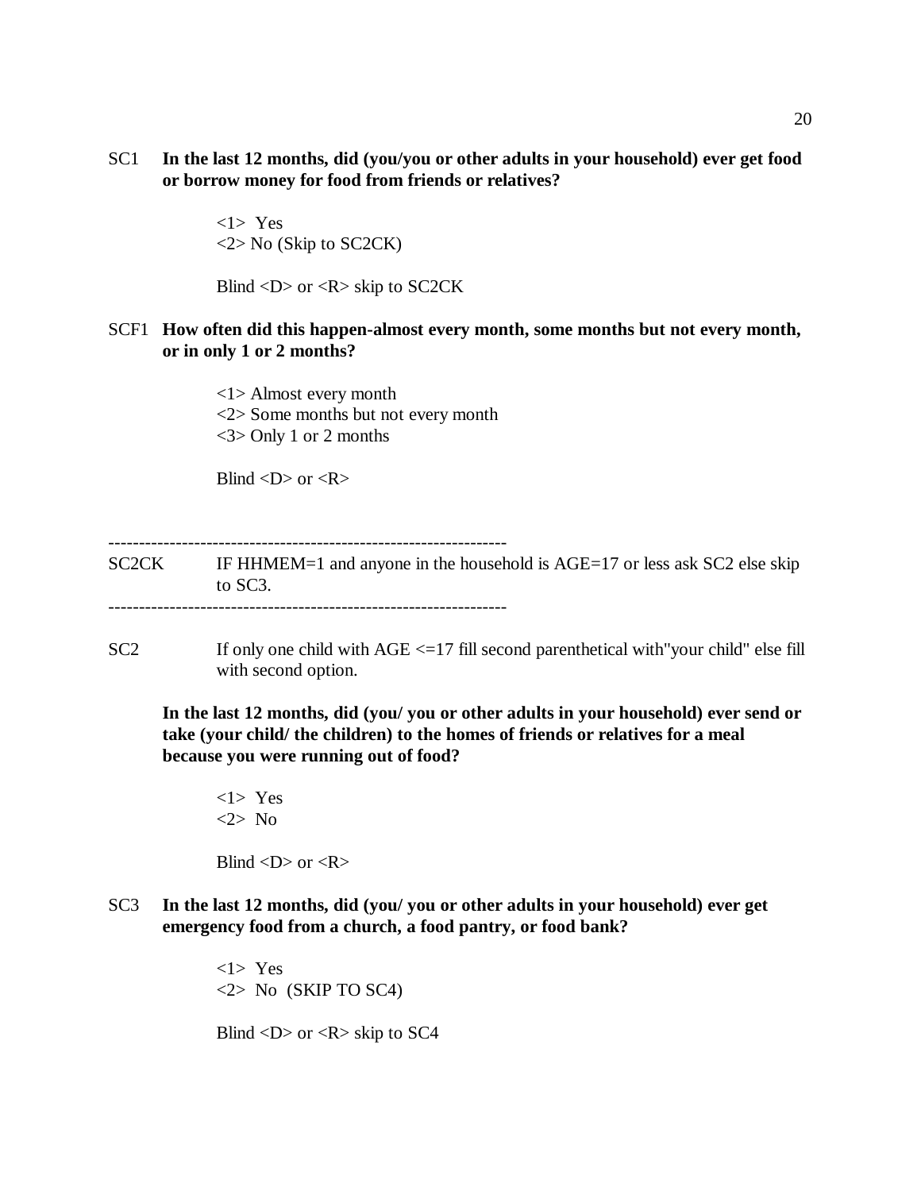SC1 **In the last 12 months, did (you/you or other adults in your household) ever get food or borrow money for food from friends or relatives?**

<1> Yes
<2> No (Skip to SC2CK)

Blind <D> or <R> skip to SC2CK

SCF1 **How often did this happen-almost every month, some months but not every month, or in only 1 or 2 months?**

<1> Almost every month
<2> Some months but not every month
<3> Only 1 or 2 months

Blind <D> or <R>

---

SC2CK IF HHMEM=1 and anyone in the household is AGE=17 or less ask SC2 else skip to SC3.

---

SC2 If only one child with AGE <=17 fill second parenthetical with"your child" else fill with second option.

**In the last 12 months, did (you/ you or other adults in your household) ever send or take (your child/ the children) to the homes of friends or relatives for a meal because you were running out of food?**

<1> Yes
<2> No

Blind <D> or <R>

SC3 **In the last 12 months, did (you/ you or other adults in your household) ever get emergency food from a church, a food pantry, or food bank?**

<1> Yes
<2> No (SKIP TO SC4)

Blind <D> or <R> skip to SC4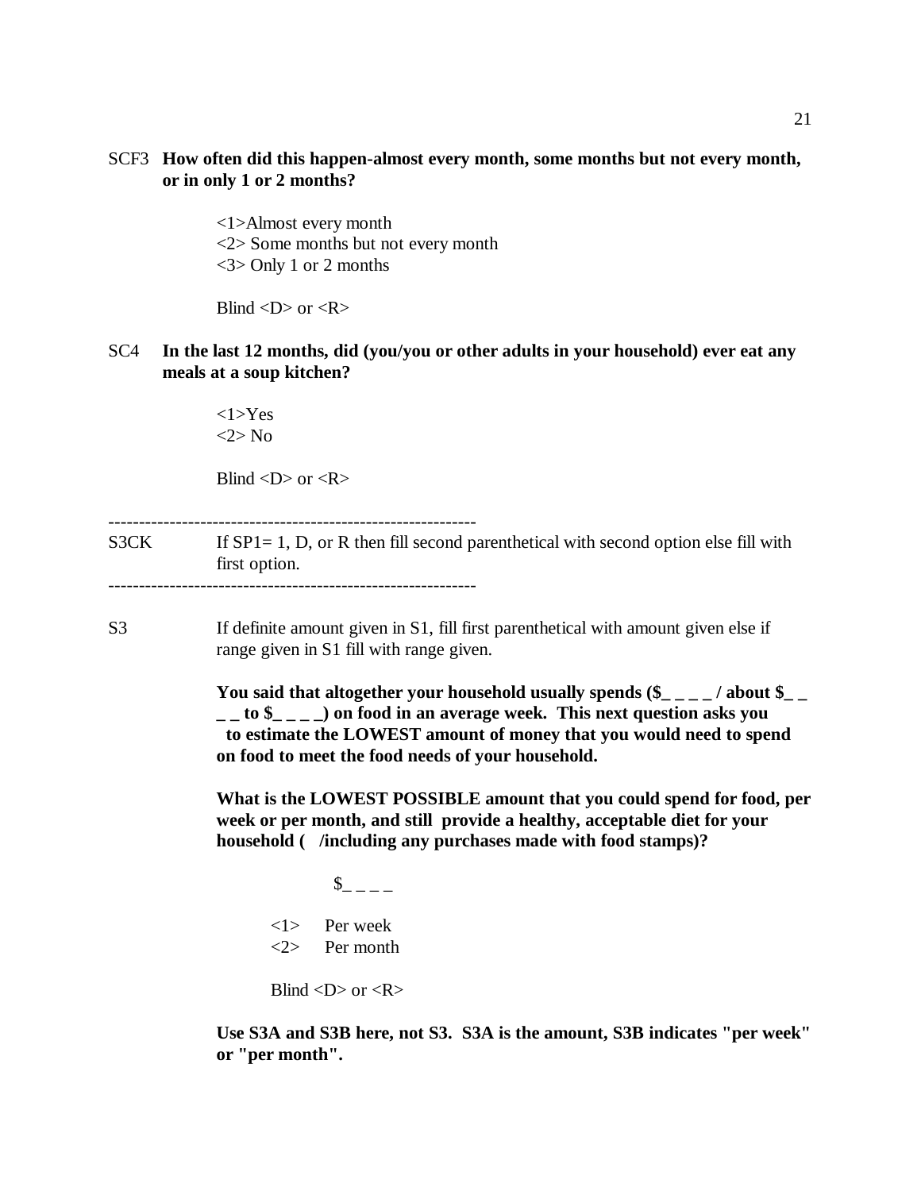SCF3 **How often did this happen-almost every month, some months but not every month, or in only 1 or 2 months?**

<1>Almost every month
<2> Some months but not every month
<3> Only 1 or 2 months

Blind <D> or <R>

SC4 **In the last 12 months, did (you/you or other adults in your household) ever eat any meals at a soup kitchen?**

<1>Yes
<2> No

Blind <D> or <R>

------------------------------------------------------------

S3CK If SP1= 1, D, or R then fill second parenthetical with second option else fill with first option.

------------------------------------------------------------

S3 If definite amount given in S1, fill first parenthetical with amount given else if range given in S1 fill with range given.

**You said that altogether your household usually spends ($_ _ _ _ / about $_ _ _ _ to $_ _ _ _) on food in an average week. This next question asks you to estimate the LOWEST amount of money that you would need to spend on food to meet the food needs of your household.**

**What is the LOWEST POSSIBLE amount that you could spend for food, per week or per month, and still provide a healthy, acceptable diet for your household ( /including any purchases made with food stamps)?**

$_ _ _ _

<1> Per week
<2> Per month

Blind <D> or <R>

**Use S3A and S3B here, not S3. S3A is the amount, S3B indicates "per week" or "per month".**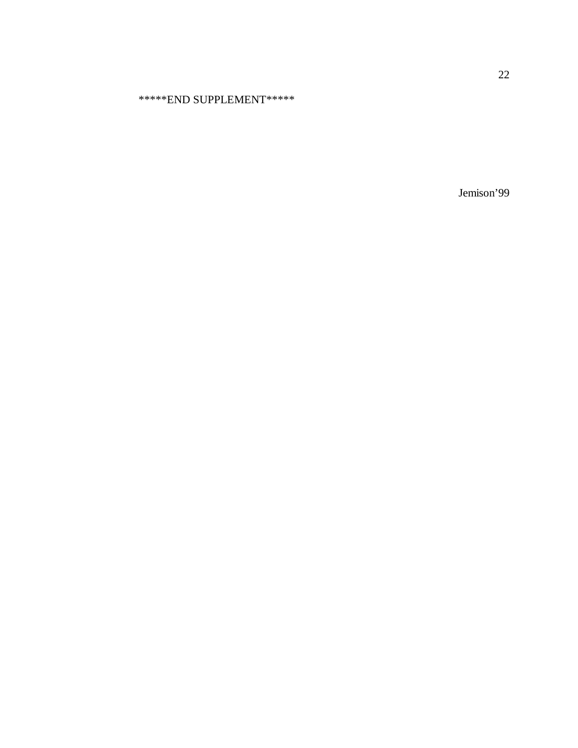*****END SUPPLEMENT*****

Jemison'99